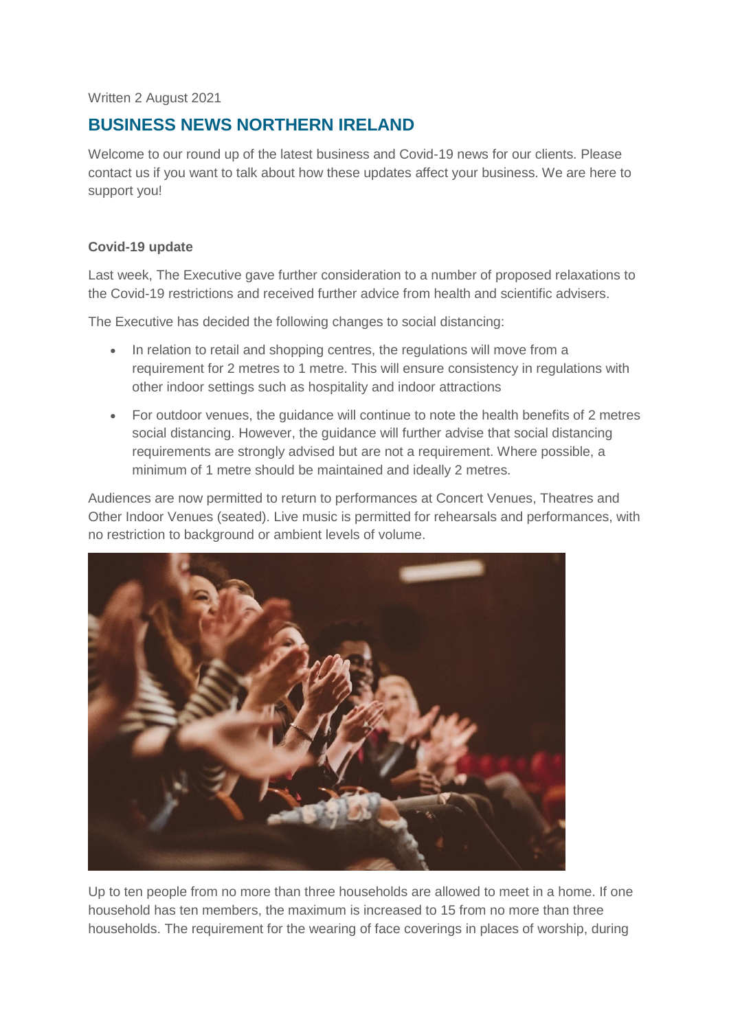Written 2 August 2021

# BUSINESS NEWS NORTHERN IRELAND

Welcome to our round up of the latest business and Covid-19 news for our clients. Please contact us if you want to talk about how these updates affect your business. We are here to support you!

**Covid-19 update**

Last week, The Executive gave further consideration to a number of proposed relaxations to the Covid-19 restrictions and received further advice from health and scientific advisers.

The Executive has decided the following changes to social distancing:

- In relation to retail and shopping centres, the regulations will move from a requirement for 2 metres to 1 metre. This will ensure consistency in regulations with other indoor settings such as hospitality and indoor attractions
- For outdoor venues, the guidance will continue to note the health benefits of 2 metres social distancing. However, the guidance will further advise that social distancing requirements are strongly advised but are not a requirement. Where possible, a minimum of 1 metre should be maintained and ideally 2 metres.

Audiences are now permitted to return to performances at Concert Venues, Theatres and Other Indoor Venues (seated). Live music is permitted for rehearsals and performances, with no restriction to background or ambient levels of volume.

Up to ten people from no more than three households are allowed to meet in a home. If one household has ten members, the maximum is increased to 15 from no more than three households. The requirement for the wearing of face coverings in places of worship, during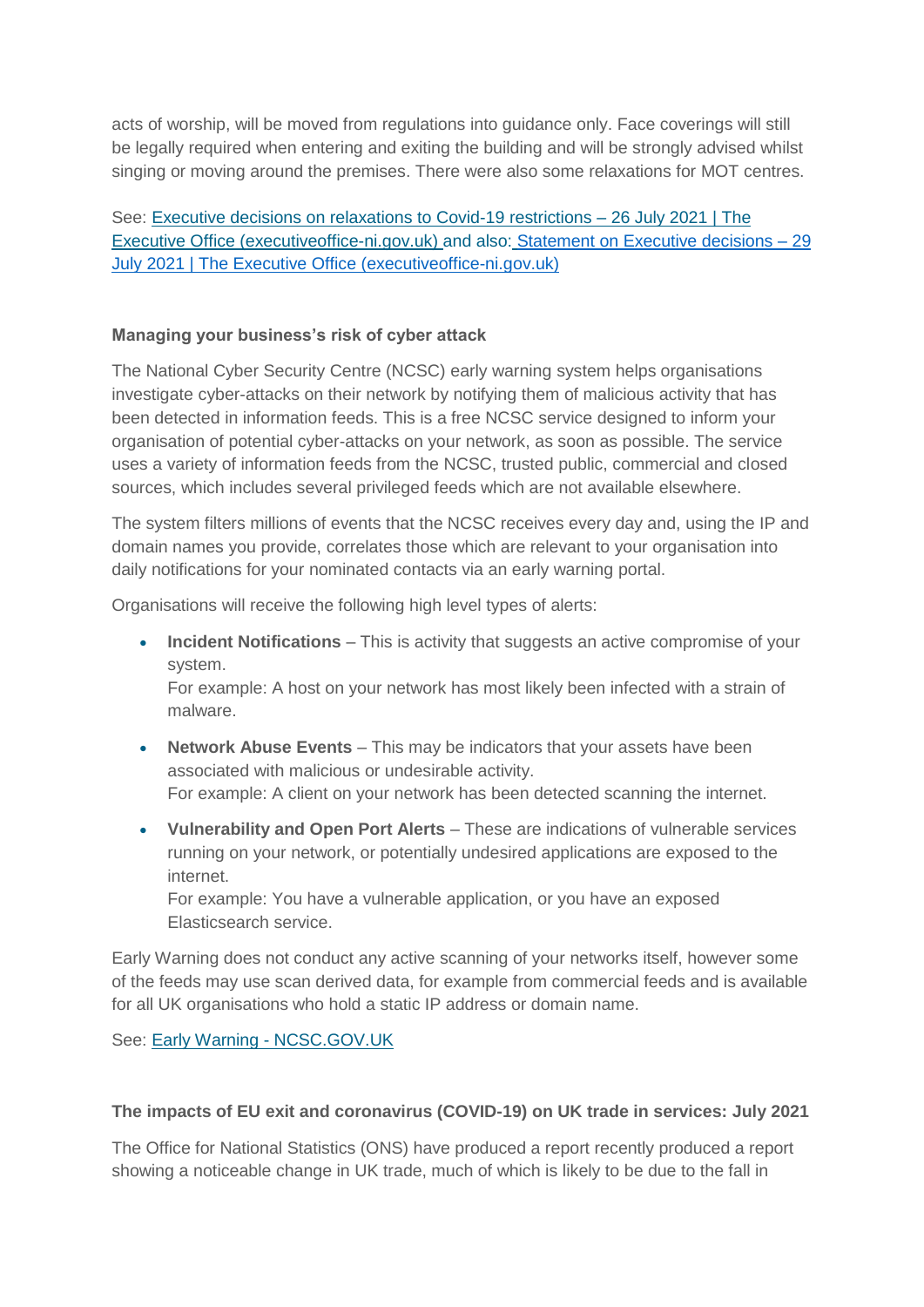acts of worship, will be moved from regulations into guidance only. Face coverings will still be legally required when entering and exiting the building and will be strongly advised whilst singing or moving around the premises. There were also some relaxations for MOT centres.

See: Executive decisions on relaxations to Covid-19 restrictions – 26 July 2021 | The Executive Office (executiveoffice-ni.gov.uk) and also: Statement on Executive decisions – 29 July 2021 | The Executive Office (executiveoffice-ni.gov.uk)

**Managing your business's risk of cyber attack**

The National Cyber Security Centre (NCSC) early warning system helps organisations investigate cyber-attacks on their network by notifying them of malicious activity that has been detected in information feeds. This is a free NCSC service designed to inform your organisation of potential cyber-attacks on your network, as soon as possible. The service uses a variety of information feeds from the NCSC, trusted public, commercial and closed sources, which includes several privileged feeds which are not available elsewhere.

The system filters millions of events that the NCSC receives every day and, using the IP and domain names you provide, correlates those which are relevant to your organisation into daily notifications for your nominated contacts via an early warning portal.

Organisations will receive the following high level types of alerts:

- **Incident Notifications** – This is activity that suggests an active compromise of your system.
  For example: A host on your network has most likely been infected with a strain of malware.
- **Network Abuse Events** – This may be indicators that your assets have been associated with malicious or undesirable activity.
  For example: A client on your network has been detected scanning the internet.
- **Vulnerability and Open Port Alerts** – These are indications of vulnerable services running on your network, or potentially undesired applications are exposed to the internet.
  For example: You have a vulnerable application, or you have an exposed Elasticsearch service.

Early Warning does not conduct any active scanning of your networks itself, however some of the feeds may use scan derived data, for example from commercial feeds and is available for all UK organisations who hold a static IP address or domain name.

See: Early Warning - NCSC.GOV.UK

**The impacts of EU exit and coronavirus (COVID-19) on UK trade in services: July 2021**

The Office for National Statistics (ONS) have produced a report recently produced a report showing a noticeable change in UK trade, much of which is likely to be due to the fall in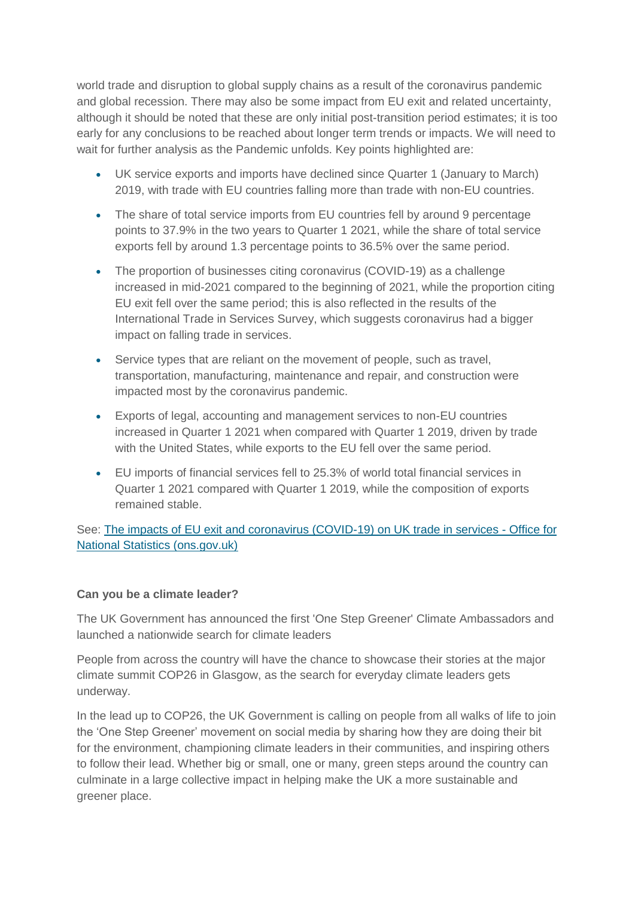world trade and disruption to global supply chains as a result of the coronavirus pandemic and global recession. There may also be some impact from EU exit and related uncertainty, although it should be noted that these are only initial post-transition period estimates; it is too early for any conclusions to be reached about longer term trends or impacts. We will need to wait for further analysis as the Pandemic unfolds. Key points highlighted are:

- UK service exports and imports have declined since Quarter 1 (January to March) 2019, with trade with EU countries falling more than trade with non-EU countries.
- The share of total service imports from EU countries fell by around 9 percentage points to 37.9% in the two years to Quarter 1 2021, while the share of total service exports fell by around 1.3 percentage points to 36.5% over the same period.
- The proportion of businesses citing coronavirus (COVID-19) as a challenge increased in mid-2021 compared to the beginning of 2021, while the proportion citing EU exit fell over the same period; this is also reflected in the results of the International Trade in Services Survey, which suggests coronavirus had a bigger impact on falling trade in services.
- Service types that are reliant on the movement of people, such as travel, transportation, manufacturing, maintenance and repair, and construction were impacted most by the coronavirus pandemic.
- Exports of legal, accounting and management services to non-EU countries increased in Quarter 1 2021 when compared with Quarter 1 2019, driven by trade with the United States, while exports to the EU fell over the same period.
- EU imports of financial services fell to 25.3% of world total financial services in Quarter 1 2021 compared with Quarter 1 2019, while the composition of exports remained stable.

See: [The impacts of EU exit and coronavirus (COVID-19) on UK trade in services - Office for National Statistics (ons.gov.uk)]

**Can you be a climate leader?**

The UK Government has announced the first 'One Step Greener' Climate Ambassadors and launched a nationwide search for climate leaders

People from across the country will have the chance to showcase their stories at the major climate summit COP26 in Glasgow, as the search for everyday climate leaders gets underway.

In the lead up to COP26, the UK Government is calling on people from all walks of life to join the 'One Step Greener' movement on social media by sharing how they are doing their bit for the environment, championing climate leaders in their communities, and inspiring others to follow their lead. Whether big or small, one or many, green steps around the country can culminate in a large collective impact in helping make the UK a more sustainable and greener place.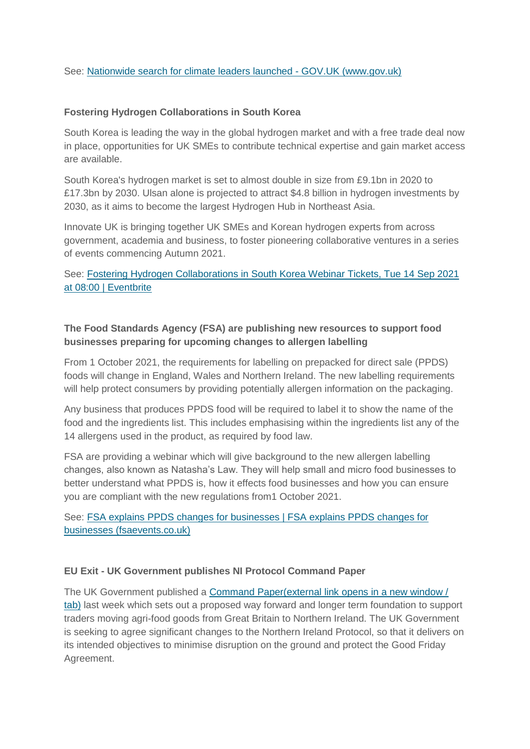See: [Nationwide search for climate leaders launched - GOV.UK (www.gov.uk)]()

**Fostering Hydrogen Collaborations in South Korea**

South Korea is leading the way in the global hydrogen market and with a free trade deal now in place, opportunities for UK SMEs to contribute technical expertise and gain market access are available.

South Korea's hydrogen market is set to almost double in size from £9.1bn in 2020 to £17.3bn by 2030. Ulsan alone is projected to attract $4.8 billion in hydrogen investments by 2030, as it aims to become the largest Hydrogen Hub in Northeast Asia.

Innovate UK is bringing together UK SMEs and Korean hydrogen experts from across government, academia and business, to foster pioneering collaborative ventures in a series of events commencing Autumn 2021.

See: [Fostering Hydrogen Collaborations in South Korea Webinar Tickets, Tue 14 Sep 2021 at 08:00 | Eventbrite]()

**The Food Standards Agency (FSA) are publishing new resources to support food businesses preparing for upcoming changes to allergen labelling**

From 1 October 2021, the requirements for labelling on prepacked for direct sale (PPDS) foods will change in England, Wales and Northern Ireland. The new labelling requirements will help protect consumers by providing potentially allergen information on the packaging.

Any business that produces PPDS food will be required to label it to show the name of the food and the ingredients list. This includes emphasising within the ingredients list any of the 14 allergens used in the product, as required by food law.

FSA are providing a webinar which will give background to the new allergen labelling changes, also known as Natasha's Law. They will help small and micro food businesses to better understand what PPDS is, how it effects food businesses and how you can ensure you are compliant with the new regulations from1 October 2021.

See: [FSA explains PPDS changes for businesses | FSA explains PPDS changes for businesses (fsaevents.co.uk)]()

**EU Exit - UK Government publishes NI Protocol Command Paper**

The UK Government published a [Command Paper(external link opens in a new window / tab)]() last week which sets out a proposed way forward and longer term foundation to support traders moving agri-food goods from Great Britain to Northern Ireland. The UK Government is seeking to agree significant changes to the Northern Ireland Protocol, so that it delivers on its intended objectives to minimise disruption on the ground and protect the Good Friday Agreement.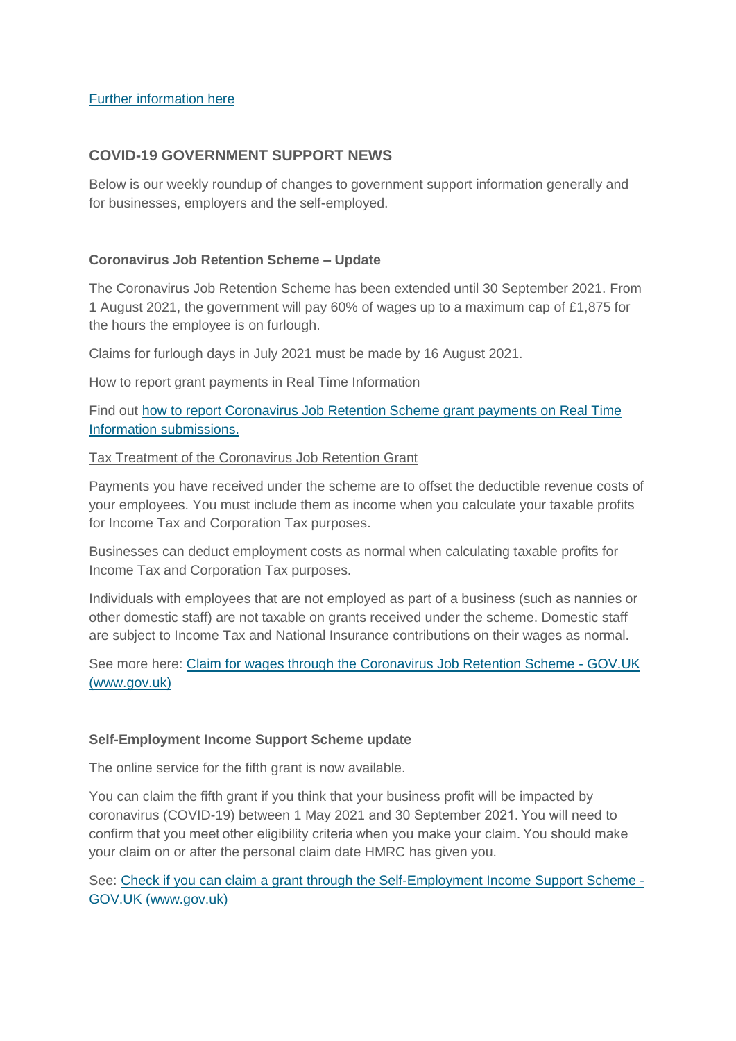[Further information here]

## COVID-19 GOVERNMENT SUPPORT NEWS

Below is our weekly roundup of changes to government support information generally and for businesses, employers and the self-employed.

### Coronavirus Job Retention Scheme – Update

The Coronavirus Job Retention Scheme has been extended until 30 September 2021. From 1 August 2021, the government will pay 60% of wages up to a maximum cap of £1,875 for the hours the employee is on furlough.

Claims for furlough days in July 2021 must be made by 16 August 2021.

How to report grant payments in Real Time Information

Find out [how to report Coronavirus Job Retention Scheme grant payments on Real Time Information submissions.]

Tax Treatment of the Coronavirus Job Retention Grant

Payments you have received under the scheme are to offset the deductible revenue costs of your employees. You must include them as income when you calculate your taxable profits for Income Tax and Corporation Tax purposes.

Businesses can deduct employment costs as normal when calculating taxable profits for Income Tax and Corporation Tax purposes.

Individuals with employees that are not employed as part of a business (such as nannies or other domestic staff) are not taxable on grants received under the scheme. Domestic staff are subject to Income Tax and National Insurance contributions on their wages as normal.

See more here: [Claim for wages through the Coronavirus Job Retention Scheme - GOV.UK (www.gov.uk)]

### Self-Employment Income Support Scheme update

The online service for the fifth grant is now available.

You can claim the fifth grant if you think that your business profit will be impacted by coronavirus (COVID-19) between 1 May 2021 and 30 September 2021. You will need to confirm that you meet other eligibility criteria when you make your claim. You should make your claim on or after the personal claim date HMRC has given you.

See: [Check if you can claim a grant through the Self-Employment Income Support Scheme - GOV.UK (www.gov.uk)]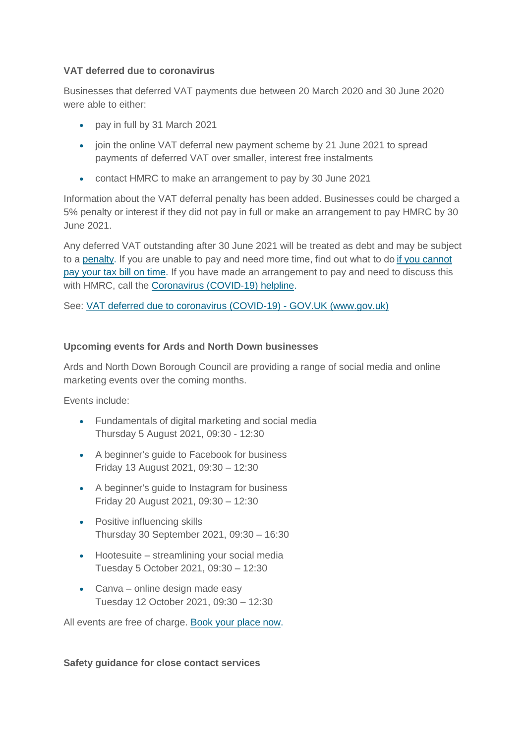**VAT deferred due to coronavirus**

Businesses that deferred VAT payments due between 20 March 2020 and 30 June 2020 were able to either:

- pay in full by 31 March 2021
- join the online VAT deferral new payment scheme by 21 June 2021 to spread payments of deferred VAT over smaller, interest free instalments
- contact HMRC to make an arrangement to pay by 30 June 2021

Information about the VAT deferral penalty has been added. Businesses could be charged a 5% penalty or interest if they did not pay in full or make an arrangement to pay HMRC by 30 June 2021.

Any deferred VAT outstanding after 30 June 2021 will be treated as debt and may be subject to a penalty. If you are unable to pay and need more time, find out what to do if you cannot pay your tax bill on time. If you have made an arrangement to pay and need to discuss this with HMRC, call the Coronavirus (COVID-19) helpline.

See: VAT deferred due to coronavirus (COVID-19) - GOV.UK (www.gov.uk)

**Upcoming events for Ards and North Down businesses**

Ards and North Down Borough Council are providing a range of social media and online marketing events over the coming months.

Events include:

- Fundamentals of digital marketing and social media
  Thursday 5 August 2021, 09:30 - 12:30
- A beginner's guide to Facebook for business
  Friday 13 August 2021, 09:30 – 12:30
- A beginner's guide to Instagram for business
  Friday 20 August 2021, 09:30 – 12:30
- Positive influencing skills
  Thursday 30 September 2021, 09:30 – 16:30
- Hootesuite – streamlining your social media
  Tuesday 5 October 2021, 09:30 – 12:30
- Canva – online design made easy
  Tuesday 12 October 2021, 09:30 – 12:30

All events are free of charge. Book your place now.

**Safety guidance for close contact services**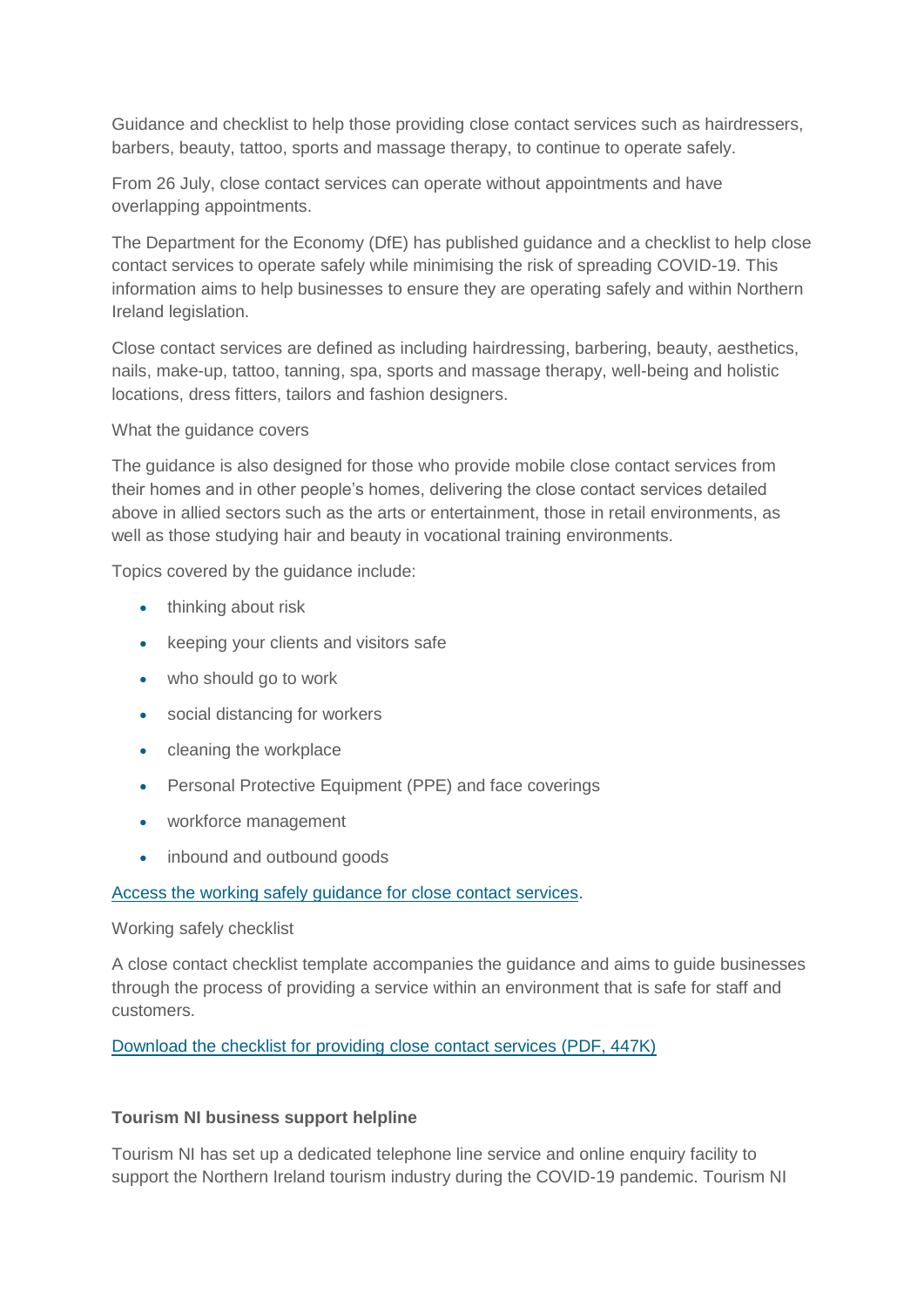Guidance and checklist to help those providing close contact services such as hairdressers, barbers, beauty, tattoo, sports and massage therapy, to continue to operate safely.

From 26 July, close contact services can operate without appointments and have overlapping appointments.

The Department for the Economy (DfE) has published guidance and a checklist to help close contact services to operate safely while minimising the risk of spreading COVID-19. This information aims to help businesses to ensure they are operating safely and within Northern Ireland legislation.

Close contact services are defined as including hairdressing, barbering, beauty, aesthetics, nails, make-up, tattoo, tanning, spa, sports and massage therapy, well-being and holistic locations, dress fitters, tailors and fashion designers.

What the guidance covers

The guidance is also designed for those who provide mobile close contact services from their homes and in other people's homes, delivering the close contact services detailed above in allied sectors such as the arts or entertainment, those in retail environments, as well as those studying hair and beauty in vocational training environments.

Topics covered by the guidance include:

- thinking about risk
- keeping your clients and visitors safe
- who should go to work
- social distancing for workers
- cleaning the workplace
- Personal Protective Equipment (PPE) and face coverings
- workforce management
- inbound and outbound goods

Access the working safely guidance for close contact services.

Working safely checklist

A close contact checklist template accompanies the guidance and aims to guide businesses through the process of providing a service within an environment that is safe for staff and customers.

Download the checklist for providing close contact services (PDF, 447K)

**Tourism NI business support helpline**

Tourism NI has set up a dedicated telephone line service and online enquiry facility to support the Northern Ireland tourism industry during the COVID-19 pandemic. Tourism NI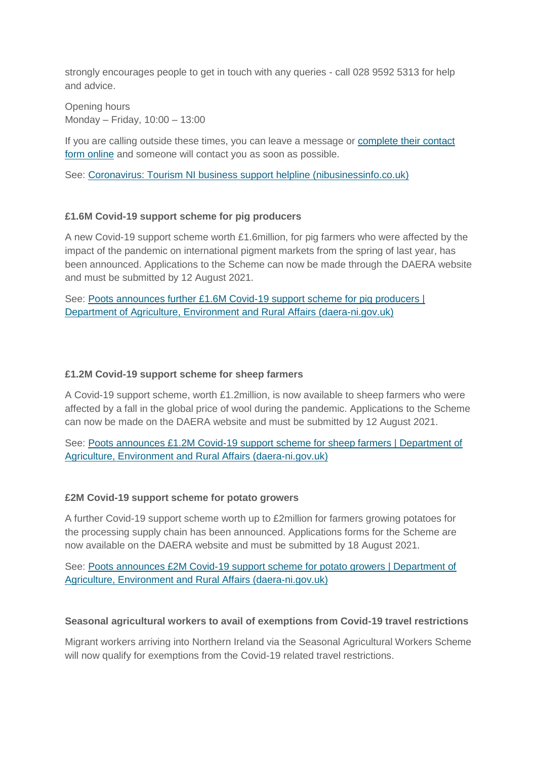strongly encourages people to get in touch with any queries - call 028 9592 5313 for help and advice.

Opening hours  
Monday – Friday, 10:00 – 13:00

If you are calling outside these times, you can leave a message or [complete their contact form online]() and someone will contact you as soon as possible.

See: [Coronavirus: Tourism NI business support helpline (nibusinessinfo.co.uk)]()

**£1.6M Covid-19 support scheme for pig producers**

A new Covid-19 support scheme worth £1.6million, for pig farmers who were affected by the impact of the pandemic on international pigment markets from the spring of last year, has been announced. Applications to the Scheme can now be made through the DAERA website and must be submitted by 12 August 2021.

See: [Poots announces further £1.6M Covid-19 support scheme for pig producers | Department of Agriculture, Environment and Rural Affairs (daera-ni.gov.uk)]()

**£1.2M Covid-19 support scheme for sheep farmers**

A Covid-19 support scheme, worth £1.2million, is now available to sheep farmers who were affected by a fall in the global price of wool during the pandemic. Applications to the Scheme can now be made on the DAERA website and must be submitted by 12 August 2021.

See: [Poots announces £1.2M Covid-19 support scheme for sheep farmers | Department of Agriculture, Environment and Rural Affairs (daera-ni.gov.uk)]()

**£2M Covid-19 support scheme for potato growers**

A further Covid-19 support scheme worth up to £2million for farmers growing potatoes for the processing supply chain has been announced. Applications forms for the Scheme are now available on the DAERA website and must be submitted by 18 August 2021.

See: [Poots announces £2M Covid-19 support scheme for potato growers | Department of Agriculture, Environment and Rural Affairs (daera-ni.gov.uk)]()

**Seasonal agricultural workers to avail of exemptions from Covid-19 travel restrictions**

Migrant workers arriving into Northern Ireland via the Seasonal Agricultural Workers Scheme will now qualify for exemptions from the Covid-19 related travel restrictions.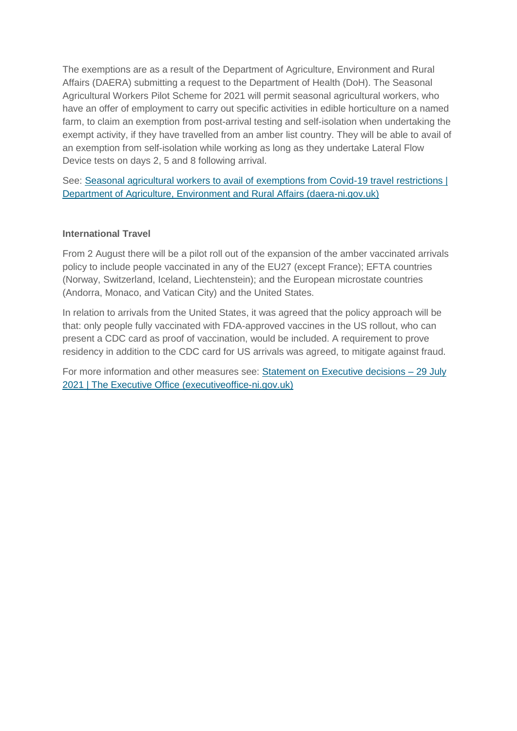The exemptions are as a result of the Department of Agriculture, Environment and Rural Affairs (DAERA) submitting a request to the Department of Health (DoH). The Seasonal Agricultural Workers Pilot Scheme for 2021 will permit seasonal agricultural workers, who have an offer of employment to carry out specific activities in edible horticulture on a named farm, to claim an exemption from post-arrival testing and self-isolation when undertaking the exempt activity, if they have travelled from an amber list country. They will be able to avail of an exemption from self-isolation while working as long as they undertake Lateral Flow Device tests on days 2, 5 and 8 following arrival.

See: [Seasonal agricultural workers to avail of exemptions from Covid-19 travel restrictions | Department of Agriculture, Environment and Rural Affairs (daera-ni.gov.uk)]()

**International Travel**

From 2 August there will be a pilot roll out of the expansion of the amber vaccinated arrivals policy to include people vaccinated in any of the EU27 (except France); EFTA countries (Norway, Switzerland, Iceland, Liechtenstein); and the European microstate countries (Andorra, Monaco, and Vatican City) and the United States.

In relation to arrivals from the United States, it was agreed that the policy approach will be that: only people fully vaccinated with FDA-approved vaccines in the US rollout, who can present a CDC card as proof of vaccination, would be included. A requirement to prove residency in addition to the CDC card for US arrivals was agreed, to mitigate against fraud.

For more information and other measures see: [Statement on Executive decisions – 29 July 2021 | The Executive Office (executiveoffice-ni.gov.uk)]()